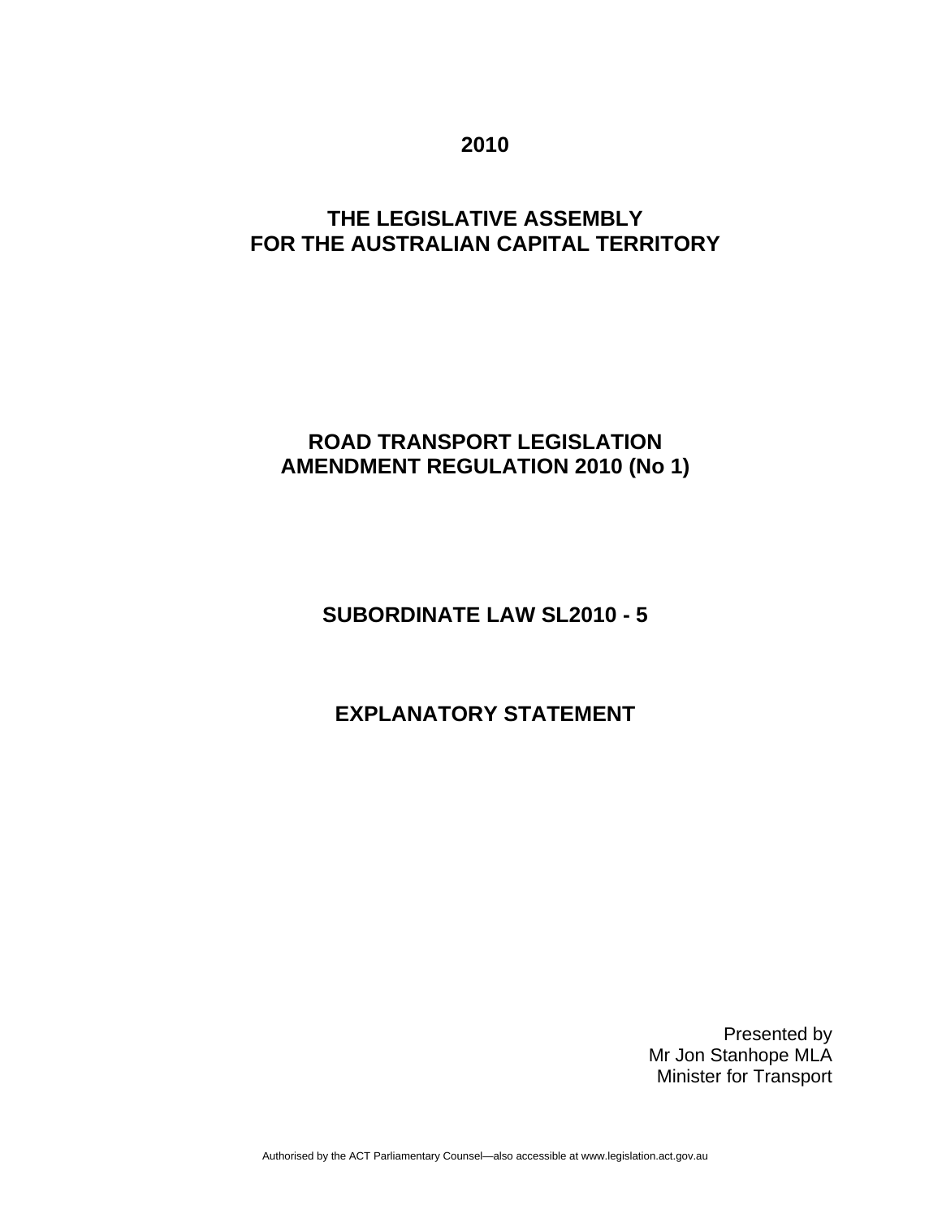**2010**

**THE LEGISLATIVE ASSEMBLY FOR THE AUSTRALIAN CAPITAL TERRITORY**

# ROAD TRANSPORT LEGISLATION AMENDMENT REGULATION 2010 (No 1)

## SUBORDINATE LAW SL2010 - 5

## EXPLANATORY STATEMENT

Presented by
Mr Jon Stanhope MLA
Minister for Transport

Authorised by the ACT Parliamentary Counsel—also accessible at www.legislation.act.gov.au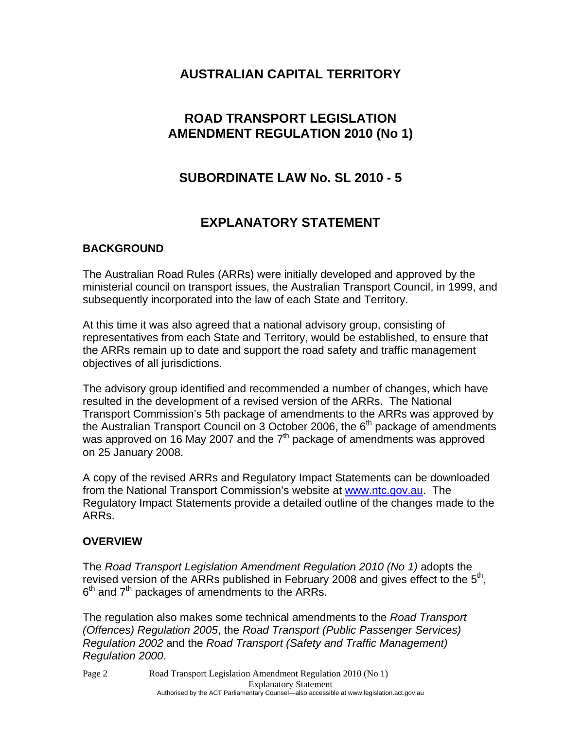# AUSTRALIAN CAPITAL TERRITORY

## ROAD TRANSPORT LEGISLATION AMENDMENT REGULATION 2010 (No 1)

## SUBORDINATE LAW No. SL 2010 - 5

## EXPLANATORY STATEMENT

### BACKGROUND

The Australian Road Rules (ARRs) were initially developed and approved by the ministerial council on transport issues, the Australian Transport Council, in 1999, and subsequently incorporated into the law of each State and Territory.

At this time it was also agreed that a national advisory group, consisting of representatives from each State and Territory, would be established, to ensure that the ARRs remain up to date and support the road safety and traffic management objectives of all jurisdictions.

The advisory group identified and recommended a number of changes, which have resulted in the development of a revised version of the ARRs. The National Transport Commission's 5th package of amendments to the ARRs was approved by the Australian Transport Council on 3 October 2006, the 6th package of amendments was approved on 16 May 2007 and the 7th package of amendments was approved on 25 January 2008.

A copy of the revised ARRs and Regulatory Impact Statements can be downloaded from the National Transport Commission's website at www.ntc.gov.au. The Regulatory Impact Statements provide a detailed outline of the changes made to the ARRs.

### OVERVIEW

The *Road Transport Legislation Amendment Regulation 2010 (No 1)* adopts the revised version of the ARRs published in February 2008 and gives effect to the 5th, 6th and 7th packages of amendments to the ARRs.

The regulation also makes some technical amendments to the *Road Transport (Offences) Regulation 2005*, the *Road Transport (Public Passenger Services) Regulation 2002* and the *Road Transport (Safety and Traffic Management) Regulation 2000*.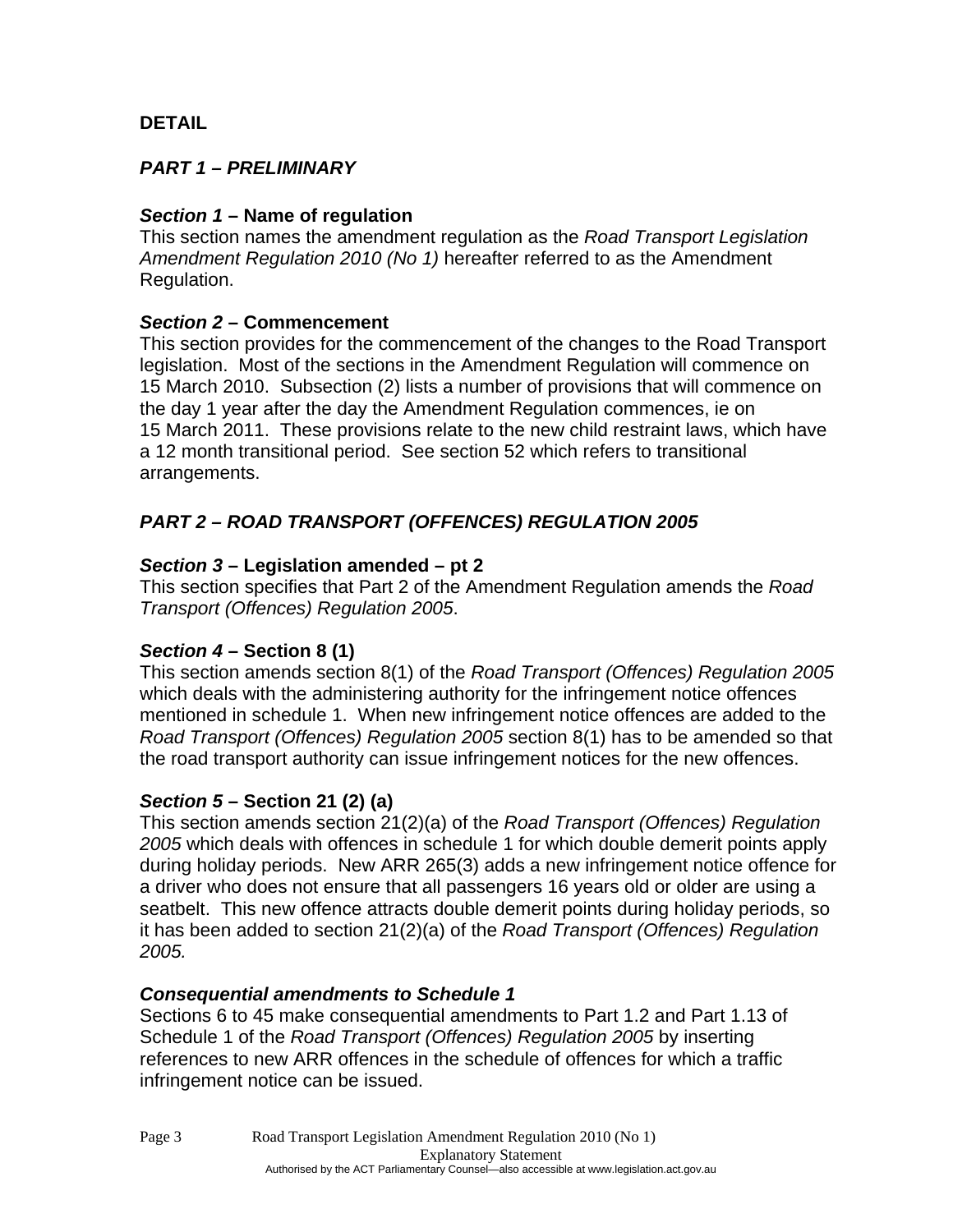## DETAIL

### *PART 1 – PRELIMINARY*

#### ***Section 1*** **– Name of regulation**

This section names the amendment regulation as the *Road Transport Legislation Amendment Regulation 2010 (No 1)* hereafter referred to as the Amendment Regulation.

#### ***Section 2*** **– Commencement**

This section provides for the commencement of the changes to the Road Transport legislation. Most of the sections in the Amendment Regulation will commence on 15 March 2010. Subsection (2) lists a number of provisions that will commence on the day 1 year after the day the Amendment Regulation commences, ie on 15 March 2011. These provisions relate to the new child restraint laws, which have a 12 month transitional period. See section 52 which refers to transitional arrangements.

### *PART 2 – ROAD TRANSPORT (OFFENCES) REGULATION 2005*

#### ***Section 3*** **– Legislation amended – pt 2**

This section specifies that Part 2 of the Amendment Regulation amends the *Road Transport (Offences) Regulation 2005*.

#### ***Section 4*** **– Section 8 (1)**

This section amends section 8(1) of the *Road Transport (Offences) Regulation 2005* which deals with the administering authority for the infringement notice offences mentioned in schedule 1. When new infringement notice offences are added to the *Road Transport (Offences) Regulation 2005* section 8(1) has to be amended so that the road transport authority can issue infringement notices for the new offences.

#### ***Section 5*** **– Section 21 (2) (a)**

This section amends section 21(2)(a) of the *Road Transport (Offences) Regulation 2005* which deals with offences in schedule 1 for which double demerit points apply during holiday periods. New ARR 265(3) adds a new infringement notice offence for a driver who does not ensure that all passengers 16 years old or older are using a seatbelt. This new offence attracts double demerit points during holiday periods, so it has been added to section 21(2)(a) of the *Road Transport (Offences) Regulation 2005.*

#### ***Consequential amendments to Schedule 1***

Sections 6 to 45 make consequential amendments to Part 1.2 and Part 1.13 of Schedule 1 of the *Road Transport (Offences) Regulation 2005* by inserting references to new ARR offences in the schedule of offences for which a traffic infringement notice can be issued.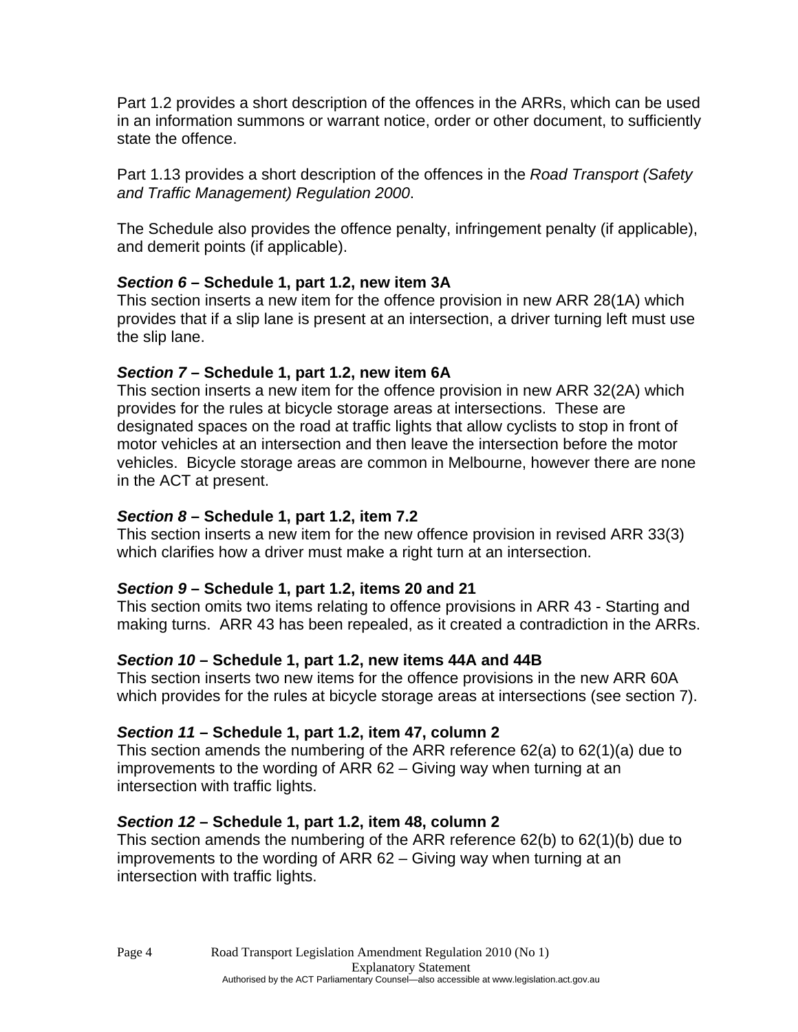Part 1.2 provides a short description of the offences in the ARRs, which can be used in an information summons or warrant notice, order or other document, to sufficiently state the offence.

Part 1.13 provides a short description of the offences in the *Road Transport (Safety and Traffic Management) Regulation 2000*.

The Schedule also provides the offence penalty, infringement penalty (if applicable), and demerit points (if applicable).

### *Section 6* – Schedule 1, part 1.2, new item 3A

This section inserts a new item for the offence provision in new ARR 28(1A) which provides that if a slip lane is present at an intersection, a driver turning left must use the slip lane.

### *Section 7* – Schedule 1, part 1.2, new item 6A

This section inserts a new item for the offence provision in new ARR 32(2A) which provides for the rules at bicycle storage areas at intersections. These are designated spaces on the road at traffic lights that allow cyclists to stop in front of motor vehicles at an intersection and then leave the intersection before the motor vehicles. Bicycle storage areas are common in Melbourne, however there are none in the ACT at present.

### *Section 8* – Schedule 1, part 1.2, item 7.2

This section inserts a new item for the new offence provision in revised ARR 33(3) which clarifies how a driver must make a right turn at an intersection.

### *Section 9* – Schedule 1, part 1.2, items 20 and 21

This section omits two items relating to offence provisions in ARR 43 - Starting and making turns. ARR 43 has been repealed, as it created a contradiction in the ARRs.

### *Section 10* – Schedule 1, part 1.2, new items 44A and 44B

This section inserts two new items for the offence provisions in the new ARR 60A which provides for the rules at bicycle storage areas at intersections (see section 7).

### *Section 11* – Schedule 1, part 1.2, item 47, column 2

This section amends the numbering of the ARR reference 62(a) to 62(1)(a) due to improvements to the wording of ARR 62 – Giving way when turning at an intersection with traffic lights.

### *Section 12* – Schedule 1, part 1.2, item 48, column 2

This section amends the numbering of the ARR reference 62(b) to 62(1)(b) due to improvements to the wording of ARR 62 – Giving way when turning at an intersection with traffic lights.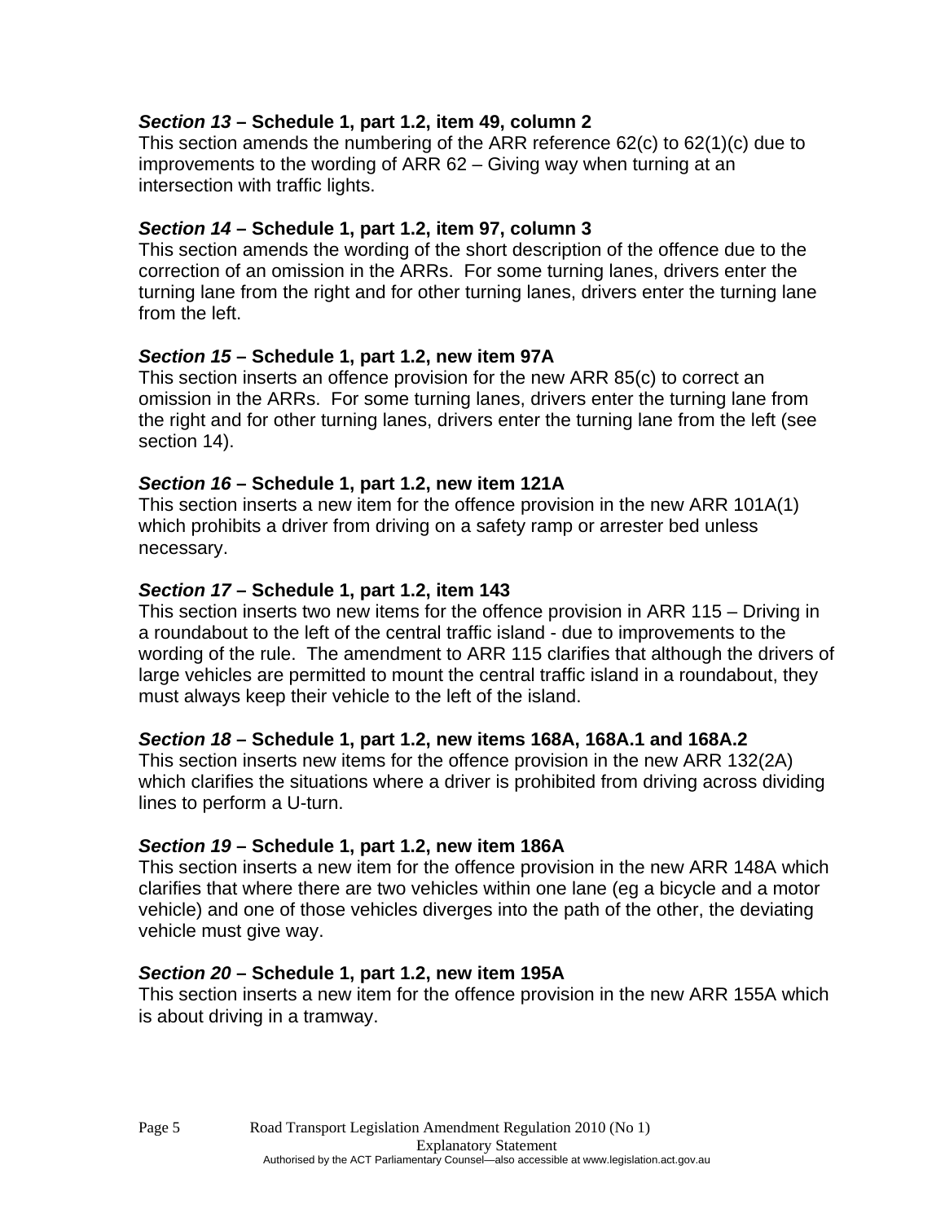***Section 13* – Schedule 1, part 1.2, item 49, column 2**

This section amends the numbering of the ARR reference 62(c) to 62(1)(c) due to improvements to the wording of ARR 62 – Giving way when turning at an intersection with traffic lights.

***Section 14* – Schedule 1, part 1.2, item 97, column 3**

This section amends the wording of the short description of the offence due to the correction of an omission in the ARRs. For some turning lanes, drivers enter the turning lane from the right and for other turning lanes, drivers enter the turning lane from the left.

***Section 15* – Schedule 1, part 1.2, new item 97A**

This section inserts an offence provision for the new ARR 85(c) to correct an omission in the ARRs. For some turning lanes, drivers enter the turning lane from the right and for other turning lanes, drivers enter the turning lane from the left (see section 14).

***Section 16* – Schedule 1, part 1.2, new item 121A**

This section inserts a new item for the offence provision in the new ARR 101A(1) which prohibits a driver from driving on a safety ramp or arrester bed unless necessary.

***Section 17* – Schedule 1, part 1.2, item 143**

This section inserts two new items for the offence provision in ARR 115 – Driving in a roundabout to the left of the central traffic island - due to improvements to the wording of the rule. The amendment to ARR 115 clarifies that although the drivers of large vehicles are permitted to mount the central traffic island in a roundabout, they must always keep their vehicle to the left of the island.

***Section 18* – Schedule 1, part 1.2, new items 168A, 168A.1 and 168A.2**

This section inserts new items for the offence provision in the new ARR 132(2A) which clarifies the situations where a driver is prohibited from driving across dividing lines to perform a U-turn.

***Section 19* – Schedule 1, part 1.2, new item 186A**

This section inserts a new item for the offence provision in the new ARR 148A which clarifies that where there are two vehicles within one lane (eg a bicycle and a motor vehicle) and one of those vehicles diverges into the path of the other, the deviating vehicle must give way.

***Section 20* – Schedule 1, part 1.2, new item 195A**

This section inserts a new item for the offence provision in the new ARR 155A which is about driving in a tramway.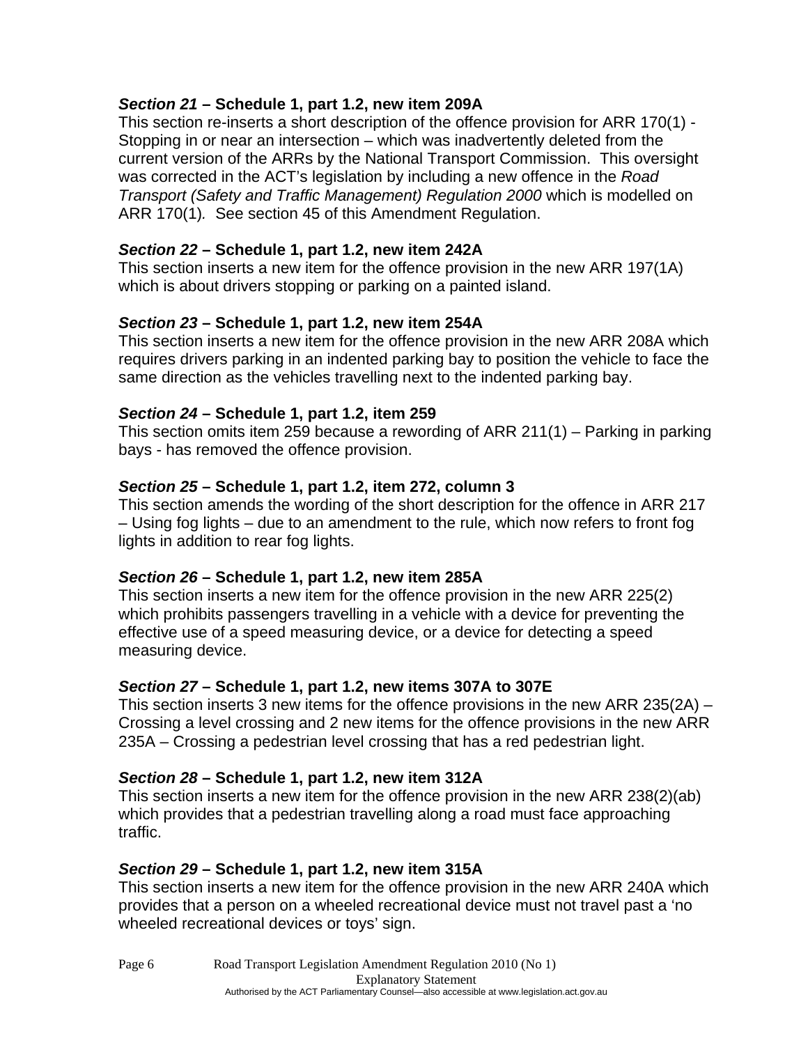### ***Section 21*** **– Schedule 1, part 1.2, new item 209A**

This section re-inserts a short description of the offence provision for ARR 170(1) - Stopping in or near an intersection – which was inadvertently deleted from the current version of the ARRs by the National Transport Commission. This oversight was corrected in the ACT's legislation by including a new offence in the *Road Transport (Safety and Traffic Management) Regulation 2000* which is modelled on ARR 170(1). See section 45 of this Amendment Regulation.

### ***Section 22*** **– Schedule 1, part 1.2, new item 242A**

This section inserts a new item for the offence provision in the new ARR 197(1A) which is about drivers stopping or parking on a painted island.

### ***Section 23*** **– Schedule 1, part 1.2, new item 254A**

This section inserts a new item for the offence provision in the new ARR 208A which requires drivers parking in an indented parking bay to position the vehicle to face the same direction as the vehicles travelling next to the indented parking bay.

### ***Section 24*** **– Schedule 1, part 1.2, item 259**

This section omits item 259 because a rewording of ARR 211(1) – Parking in parking bays - has removed the offence provision.

### ***Section 25*** **– Schedule 1, part 1.2, item 272, column 3**

This section amends the wording of the short description for the offence in ARR 217 – Using fog lights – due to an amendment to the rule, which now refers to front fog lights in addition to rear fog lights.

### ***Section 26*** **– Schedule 1, part 1.2, new item 285A**

This section inserts a new item for the offence provision in the new ARR 225(2) which prohibits passengers travelling in a vehicle with a device for preventing the effective use of a speed measuring device, or a device for detecting a speed measuring device.

### ***Section 27*** **– Schedule 1, part 1.2, new items 307A to 307E**

This section inserts 3 new items for the offence provisions in the new ARR 235(2A) – Crossing a level crossing and 2 new items for the offence provisions in the new ARR 235A – Crossing a pedestrian level crossing that has a red pedestrian light.

### ***Section 28*** **– Schedule 1, part 1.2, new item 312A**

This section inserts a new item for the offence provision in the new ARR 238(2)(ab) which provides that a pedestrian travelling along a road must face approaching traffic.

### ***Section 29*** **– Schedule 1, part 1.2, new item 315A**

This section inserts a new item for the offence provision in the new ARR 240A which provides that a person on a wheeled recreational device must not travel past a 'no wheeled recreational devices or toys' sign.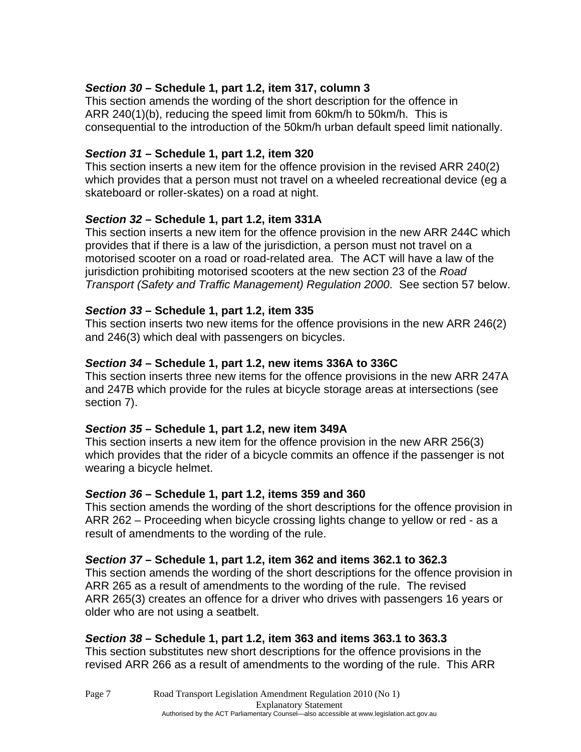### *Section 30* – Schedule 1, part 1.2, item 317, column 3

This section amends the wording of the short description for the offence in ARR 240(1)(b), reducing the speed limit from 60km/h to 50km/h. This is consequential to the introduction of the 50km/h urban default speed limit nationally.

### *Section 31* – Schedule 1, part 1.2, item 320

This section inserts a new item for the offence provision in the revised ARR 240(2) which provides that a person must not travel on a wheeled recreational device (eg a skateboard or roller-skates) on a road at night.

### *Section 32* – Schedule 1, part 1.2, item 331A

This section inserts a new item for the offence provision in the new ARR 244C which provides that if there is a law of the jurisdiction, a person must not travel on a motorised scooter on a road or road-related area. The ACT will have a law of the jurisdiction prohibiting motorised scooters at the new section 23 of the *Road Transport (Safety and Traffic Management) Regulation 2000*. See section 57 below.

### *Section 33* – Schedule 1, part 1.2, item 335

This section inserts two new items for the offence provisions in the new ARR 246(2) and 246(3) which deal with passengers on bicycles.

### *Section 34* – Schedule 1, part 1.2, new items 336A to 336C

This section inserts three new items for the offence provisions in the new ARR 247A and 247B which provide for the rules at bicycle storage areas at intersections (see section 7).

### *Section 35* – Schedule 1, part 1.2, new item 349A

This section inserts a new item for the offence provision in the new ARR 256(3) which provides that the rider of a bicycle commits an offence if the passenger is not wearing a bicycle helmet.

### *Section 36* – Schedule 1, part 1.2, items 359 and 360

This section amends the wording of the short descriptions for the offence provision in ARR 262 – Proceeding when bicycle crossing lights change to yellow or red - as a result of amendments to the wording of the rule.

### *Section 37* – Schedule 1, part 1.2, item 362 and items 362.1 to 362.3

This section amends the wording of the short descriptions for the offence provision in ARR 265 as a result of amendments to the wording of the rule. The revised ARR 265(3) creates an offence for a driver who drives with passengers 16 years or older who are not using a seatbelt.

### *Section 38* – Schedule 1, part 1.2, item 363 and items 363.1 to 363.3

This section substitutes new short descriptions for the offence provisions in the revised ARR 266 as a result of amendments to the wording of the rule. This ARR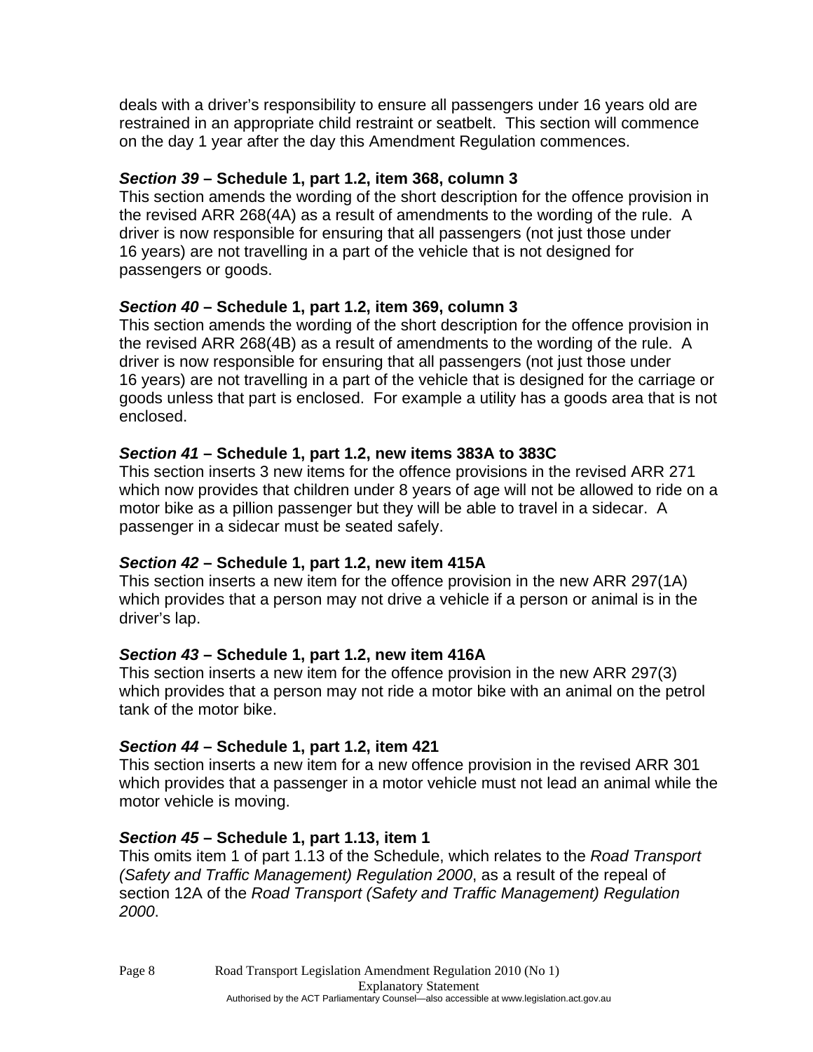deals with a driver's responsibility to ensure all passengers under 16 years old are restrained in an appropriate child restraint or seatbelt. This section will commence on the day 1 year after the day this Amendment Regulation commences.

### *Section 39* – Schedule 1, part 1.2, item 368, column 3

This section amends the wording of the short description for the offence provision in the revised ARR 268(4A) as a result of amendments to the wording of the rule. A driver is now responsible for ensuring that all passengers (not just those under 16 years) are not travelling in a part of the vehicle that is not designed for passengers or goods.

### *Section 40* – Schedule 1, part 1.2, item 369, column 3

This section amends the wording of the short description for the offence provision in the revised ARR 268(4B) as a result of amendments to the wording of the rule. A driver is now responsible for ensuring that all passengers (not just those under 16 years) are not travelling in a part of the vehicle that is designed for the carriage or goods unless that part is enclosed. For example a utility has a goods area that is not enclosed.

### *Section 41* – Schedule 1, part 1.2, new items 383A to 383C

This section inserts 3 new items for the offence provisions in the revised ARR 271 which now provides that children under 8 years of age will not be allowed to ride on a motor bike as a pillion passenger but they will be able to travel in a sidecar. A passenger in a sidecar must be seated safely.

### *Section 42* – Schedule 1, part 1.2, new item 415A

This section inserts a new item for the offence provision in the new ARR 297(1A) which provides that a person may not drive a vehicle if a person or animal is in the driver's lap.

### *Section 43* – Schedule 1, part 1.2, new item 416A

This section inserts a new item for the offence provision in the new ARR 297(3) which provides that a person may not ride a motor bike with an animal on the petrol tank of the motor bike.

### *Section 44* – Schedule 1, part 1.2, item 421

This section inserts a new item for a new offence provision in the revised ARR 301 which provides that a passenger in a motor vehicle must not lead an animal while the motor vehicle is moving.

### *Section 45* – Schedule 1, part 1.13, item 1

This omits item 1 of part 1.13 of the Schedule, which relates to the *Road Transport (Safety and Traffic Management) Regulation 2000*, as a result of the repeal of section 12A of the *Road Transport (Safety and Traffic Management) Regulation 2000*.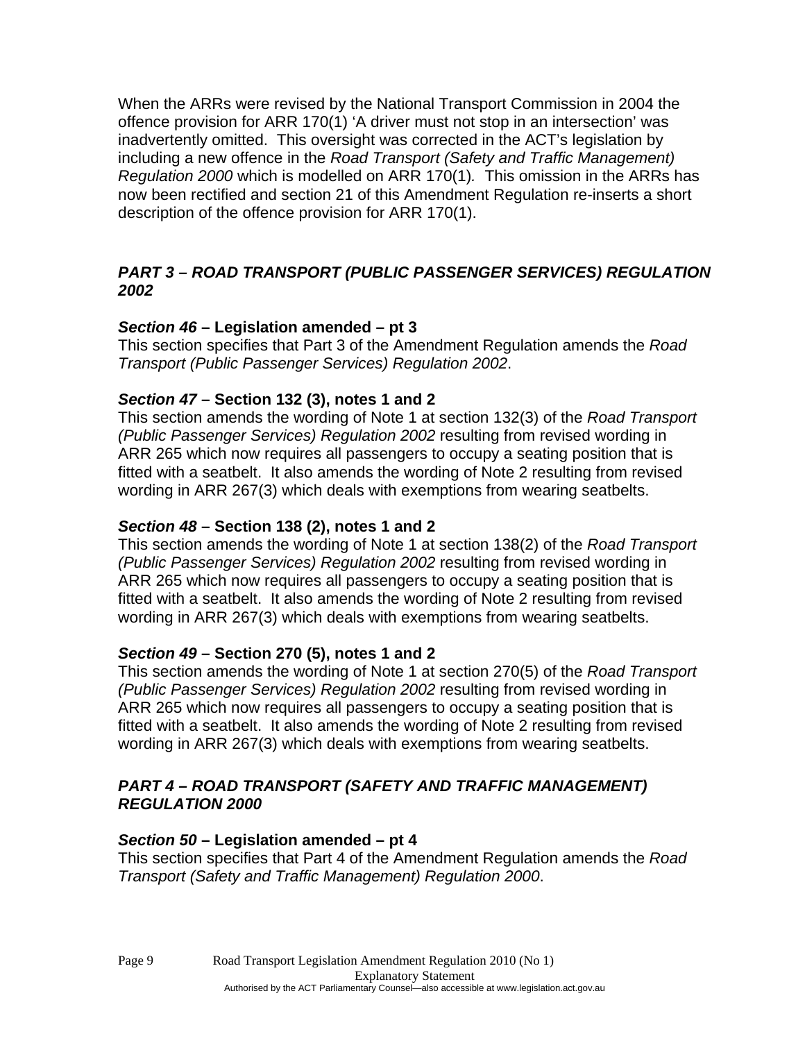When the ARRs were revised by the National Transport Commission in 2004 the offence provision for ARR 170(1) 'A driver must not stop in an intersection' was inadvertently omitted. This oversight was corrected in the ACT's legislation by including a new offence in the *Road Transport (Safety and Traffic Management) Regulation 2000* which is modelled on ARR 170(1). This omission in the ARRs has now been rectified and section 21 of this Amendment Regulation re-inserts a short description of the offence provision for ARR 170(1).

## *PART 3 – ROAD TRANSPORT (PUBLIC PASSENGER SERVICES) REGULATION 2002*

### *Section 46* – Legislation amended – pt 3

This section specifies that Part 3 of the Amendment Regulation amends the *Road Transport (Public Passenger Services) Regulation 2002*.

### *Section 47* – Section 132 (3), notes 1 and 2

This section amends the wording of Note 1 at section 132(3) of the *Road Transport (Public Passenger Services) Regulation 2002* resulting from revised wording in ARR 265 which now requires all passengers to occupy a seating position that is fitted with a seatbelt. It also amends the wording of Note 2 resulting from revised wording in ARR 267(3) which deals with exemptions from wearing seatbelts.

### *Section 48* – Section 138 (2), notes 1 and 2

This section amends the wording of Note 1 at section 138(2) of the *Road Transport (Public Passenger Services) Regulation 2002* resulting from revised wording in ARR 265 which now requires all passengers to occupy a seating position that is fitted with a seatbelt. It also amends the wording of Note 2 resulting from revised wording in ARR 267(3) which deals with exemptions from wearing seatbelts.

### *Section 49* – Section 270 (5), notes 1 and 2

This section amends the wording of Note 1 at section 270(5) of the *Road Transport (Public Passenger Services) Regulation 2002* resulting from revised wording in ARR 265 which now requires all passengers to occupy a seating position that is fitted with a seatbelt. It also amends the wording of Note 2 resulting from revised wording in ARR 267(3) which deals with exemptions from wearing seatbelts.

## *PART 4 – ROAD TRANSPORT (SAFETY AND TRAFFIC MANAGEMENT) REGULATION 2000*

### *Section 50* – Legislation amended – pt 4

This section specifies that Part 4 of the Amendment Regulation amends the *Road Transport (Safety and Traffic Management) Regulation 2000*.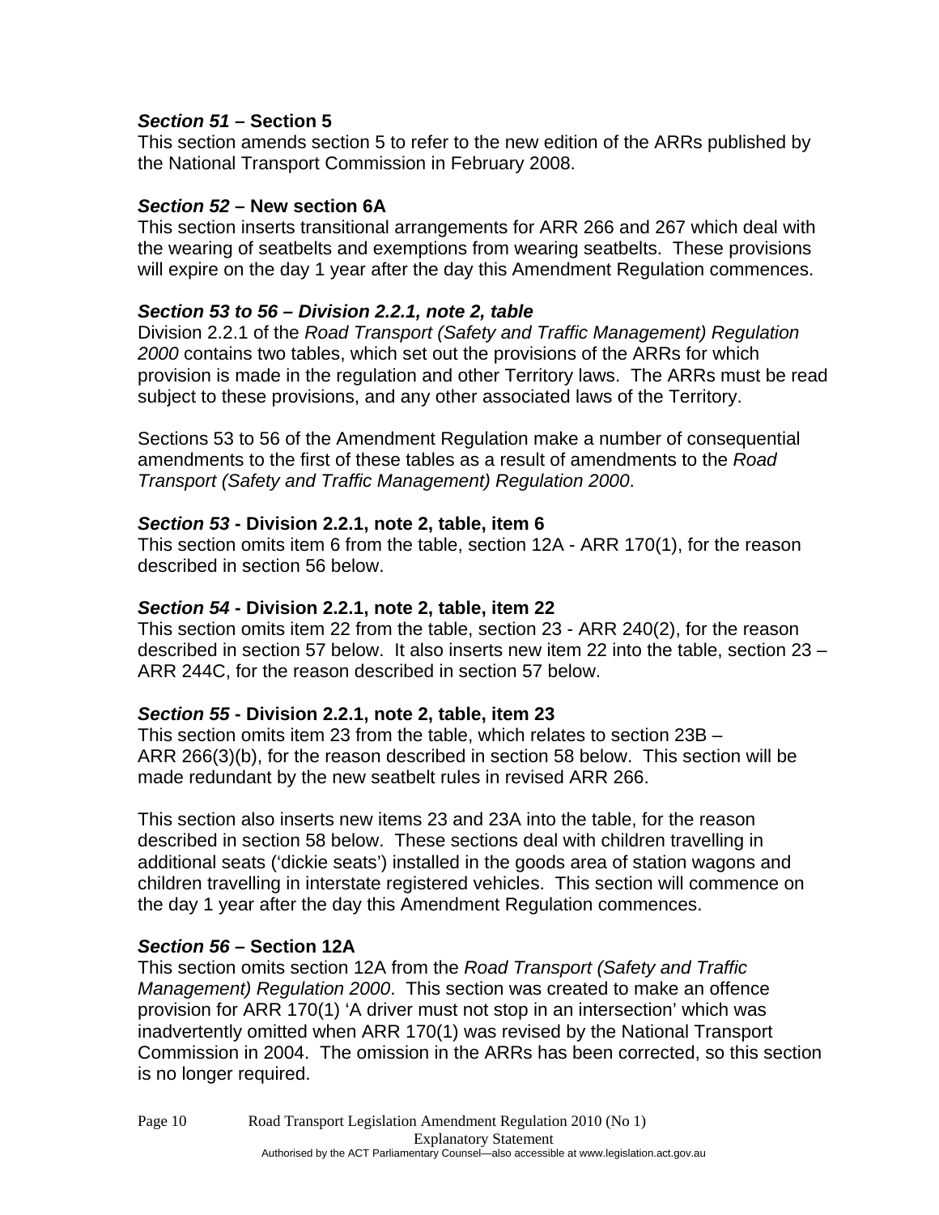### *Section 51* – Section 5

This section amends section 5 to refer to the new edition of the ARRs published by the National Transport Commission in February 2008.

### *Section 52* – New section 6A

This section inserts transitional arrangements for ARR 266 and 267 which deal with the wearing of seatbelts and exemptions from wearing seatbelts. These provisions will expire on the day 1 year after the day this Amendment Regulation commences.

### *Section 53 to 56 – Division 2.2.1, note 2, table*

Division 2.2.1 of the *Road Transport (Safety and Traffic Management) Regulation 2000* contains two tables, which set out the provisions of the ARRs for which provision is made in the regulation and other Territory laws. The ARRs must be read subject to these provisions, and any other associated laws of the Territory.

Sections 53 to 56 of the Amendment Regulation make a number of consequential amendments to the first of these tables as a result of amendments to the *Road Transport (Safety and Traffic Management) Regulation 2000*.

### *Section 53* - Division 2.2.1, note 2, table, item 6

This section omits item 6 from the table, section 12A - ARR 170(1), for the reason described in section 56 below.

### *Section 54* - Division 2.2.1, note 2, table, item 22

This section omits item 22 from the table, section 23 - ARR 240(2), for the reason described in section 57 below. It also inserts new item 22 into the table, section 23 – ARR 244C, for the reason described in section 57 below.

### *Section 55* - Division 2.2.1, note 2, table, item 23

This section omits item 23 from the table, which relates to section 23B – ARR 266(3)(b), for the reason described in section 58 below. This section will be made redundant by the new seatbelt rules in revised ARR 266.

This section also inserts new items 23 and 23A into the table, for the reason described in section 58 below. These sections deal with children travelling in additional seats ('dickie seats') installed in the goods area of station wagons and children travelling in interstate registered vehicles. This section will commence on the day 1 year after the day this Amendment Regulation commences.

### *Section 56* – Section 12A

This section omits section 12A from the *Road Transport (Safety and Traffic Management) Regulation 2000*. This section was created to make an offence provision for ARR 170(1) 'A driver must not stop in an intersection' which was inadvertently omitted when ARR 170(1) was revised by the National Transport Commission in 2004. The omission in the ARRs has been corrected, so this section is no longer required.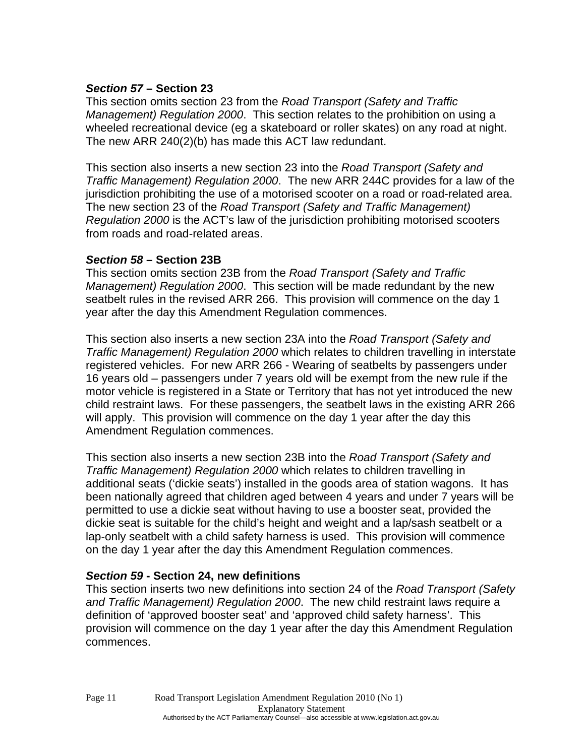### *Section 57* – Section 23

This section omits section 23 from the *Road Transport (Safety and Traffic Management) Regulation 2000*. This section relates to the prohibition on using a wheeled recreational device (eg a skateboard or roller skates) on any road at night. The new ARR 240(2)(b) has made this ACT law redundant.

This section also inserts a new section 23 into the *Road Transport (Safety and Traffic Management) Regulation 2000*. The new ARR 244C provides for a law of the jurisdiction prohibiting the use of a motorised scooter on a road or road-related area. The new section 23 of the *Road Transport (Safety and Traffic Management) Regulation 2000* is the ACT's law of the jurisdiction prohibiting motorised scooters from roads and road-related areas.

### *Section 58* – Section 23B

This section omits section 23B from the *Road Transport (Safety and Traffic Management) Regulation 2000*. This section will be made redundant by the new seatbelt rules in the revised ARR 266. This provision will commence on the day 1 year after the day this Amendment Regulation commences.

This section also inserts a new section 23A into the *Road Transport (Safety and Traffic Management) Regulation 2000* which relates to children travelling in interstate registered vehicles. For new ARR 266 - Wearing of seatbelts by passengers under 16 years old – passengers under 7 years old will be exempt from the new rule if the motor vehicle is registered in a State or Territory that has not yet introduced the new child restraint laws. For these passengers, the seatbelt laws in the existing ARR 266 will apply. This provision will commence on the day 1 year after the day this Amendment Regulation commences.

This section also inserts a new section 23B into the *Road Transport (Safety and Traffic Management) Regulation 2000* which relates to children travelling in additional seats ('dickie seats') installed in the goods area of station wagons. It has been nationally agreed that children aged between 4 years and under 7 years will be permitted to use a dickie seat without having to use a booster seat, provided the dickie seat is suitable for the child's height and weight and a lap/sash seatbelt or a lap-only seatbelt with a child safety harness is used. This provision will commence on the day 1 year after the day this Amendment Regulation commences.

### *Section 59* - Section 24, new definitions

This section inserts two new definitions into section 24 of the *Road Transport (Safety and Traffic Management) Regulation 2000*. The new child restraint laws require a definition of 'approved booster seat' and 'approved child safety harness'. This provision will commence on the day 1 year after the day this Amendment Regulation commences.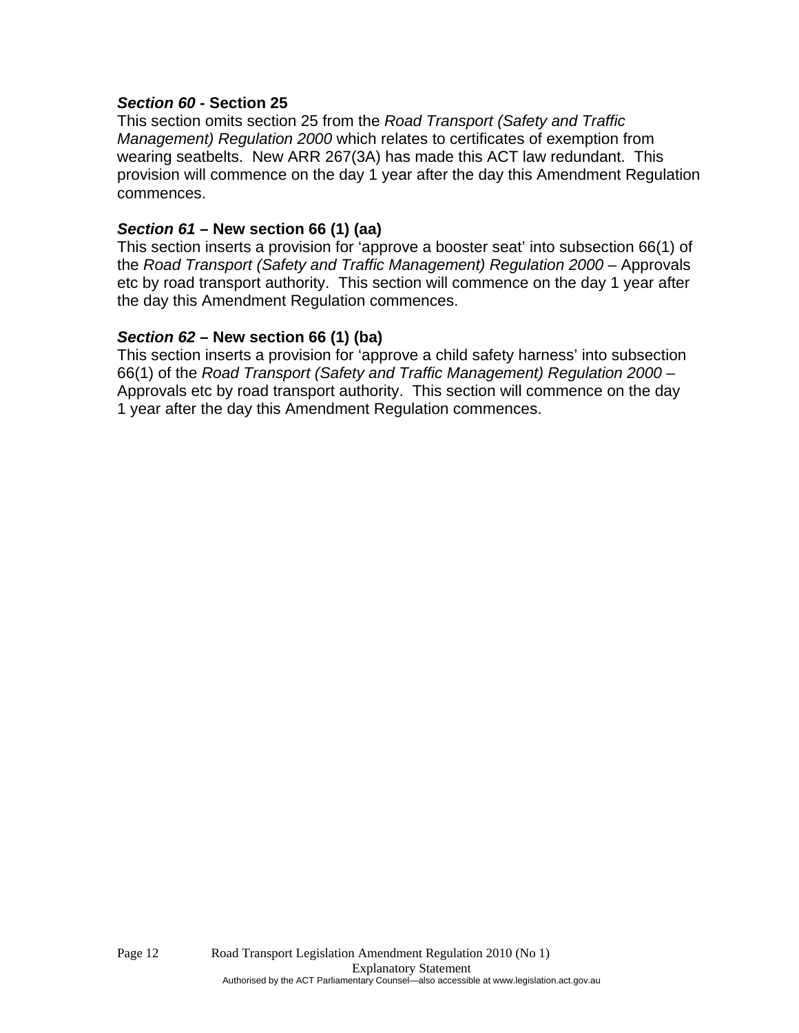**_Section 60_ - Section 25**

This section omits section 25 from the *Road Transport (Safety and Traffic Management) Regulation 2000* which relates to certificates of exemption from wearing seatbelts. New ARR 267(3A) has made this ACT law redundant. This provision will commence on the day 1 year after the day this Amendment Regulation commences.

**_Section 61_ – New section 66 (1) (aa)**

This section inserts a provision for 'approve a booster seat' into subsection 66(1) of the *Road Transport (Safety and Traffic Management) Regulation 2000* – Approvals etc by road transport authority. This section will commence on the day 1 year after the day this Amendment Regulation commences.

**_Section 62_ – New section 66 (1) (ba)**

This section inserts a provision for 'approve a child safety harness' into subsection 66(1) of the *Road Transport (Safety and Traffic Management) Regulation 2000* – Approvals etc by road transport authority. This section will commence on the day 1 year after the day this Amendment Regulation commences.